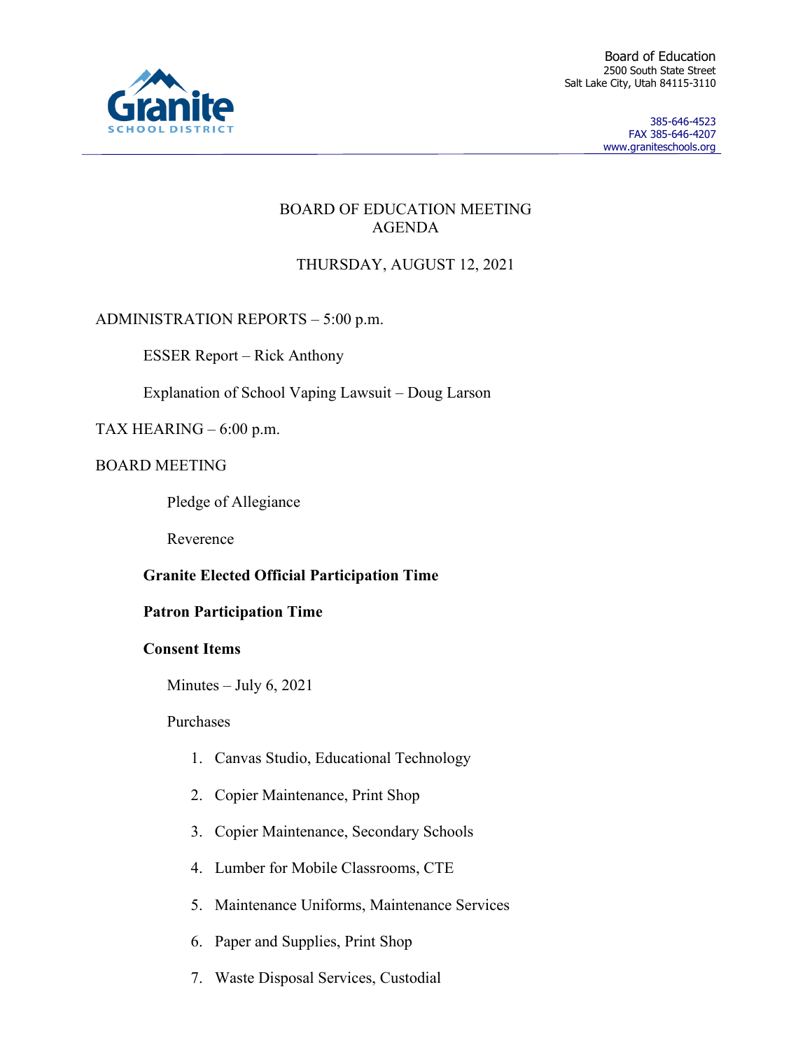Board of Education
2500 South State Street
Salt Lake City, Utah 84115-3110

385-646-4523
FAX 385-646-4207
www.graniteschools.org

# BOARD OF EDUCATION MEETING AGENDA

## THURSDAY, AUGUST 12, 2021

ADMINISTRATION REPORTS – 5:00 p.m.

ESSER Report – Rick Anthony

Explanation of School Vaping Lawsuit – Doug Larson

TAX HEARING – 6:00 p.m.

BOARD MEETING

Pledge of Allegiance

Reverence

**Granite Elected Official Participation Time**

**Patron Participation Time**

**Consent Items**

Minutes – July 6, 2021

Purchases

1. Canvas Studio, Educational Technology
2. Copier Maintenance, Print Shop
3. Copier Maintenance, Secondary Schools
4. Lumber for Mobile Classrooms, CTE
5. Maintenance Uniforms, Maintenance Services
6. Paper and Supplies, Print Shop
7. Waste Disposal Services, Custodial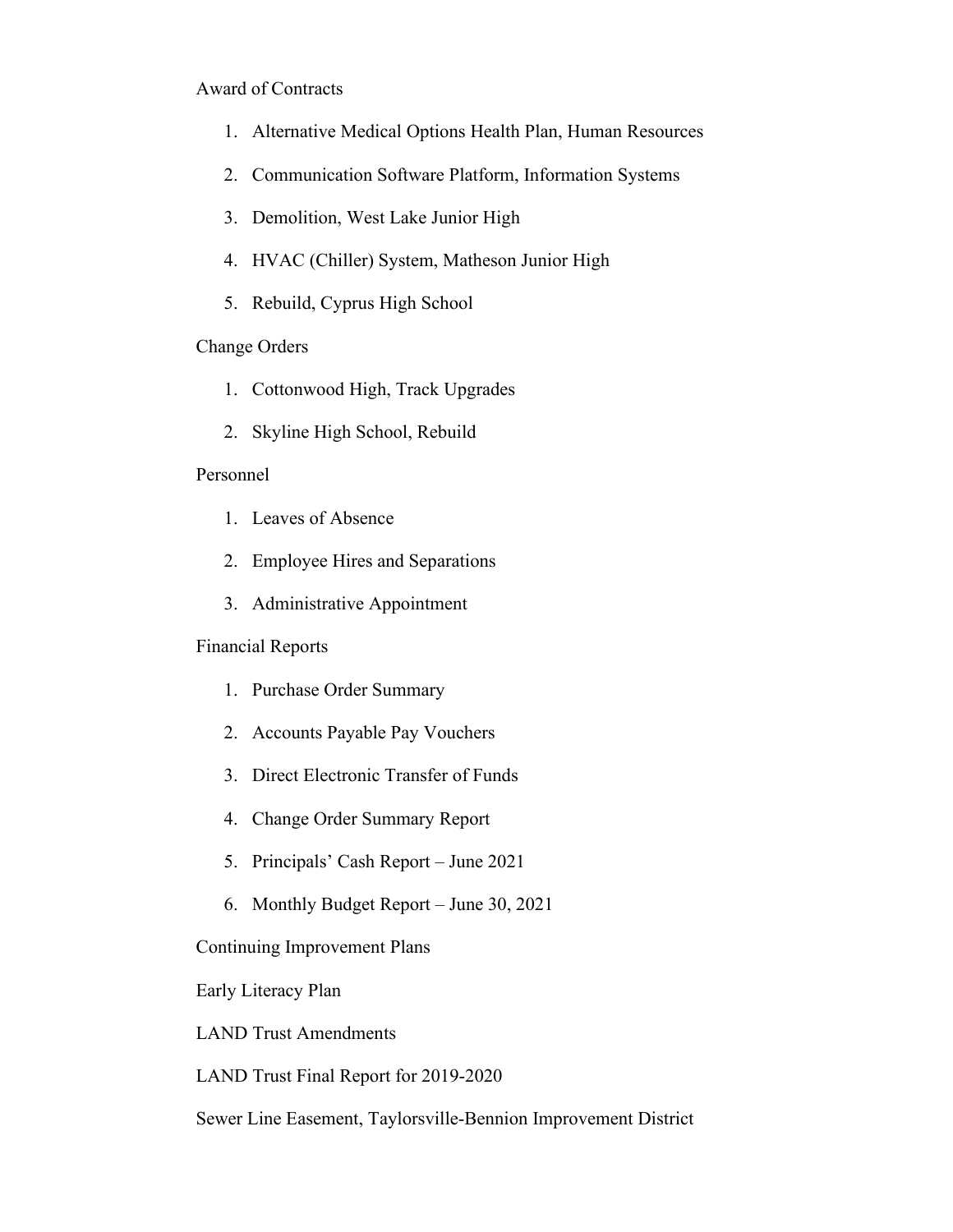Award of Contracts

1. Alternative Medical Options Health Plan, Human Resources
2. Communication Software Platform, Information Systems
3. Demolition, West Lake Junior High
4. HVAC (Chiller) System, Matheson Junior High
5. Rebuild, Cyprus High School

Change Orders

1. Cottonwood High, Track Upgrades
2. Skyline High School, Rebuild

Personnel

1. Leaves of Absence
2. Employee Hires and Separations
3. Administrative Appointment

Financial Reports

1. Purchase Order Summary
2. Accounts Payable Pay Vouchers
3. Direct Electronic Transfer of Funds
4. Change Order Summary Report
5. Principals' Cash Report – June 2021
6. Monthly Budget Report – June 30, 2021

Continuing Improvement Plans

Early Literacy Plan

LAND Trust Amendments

LAND Trust Final Report for 2019-2020

Sewer Line Easement, Taylorsville-Bennion Improvement District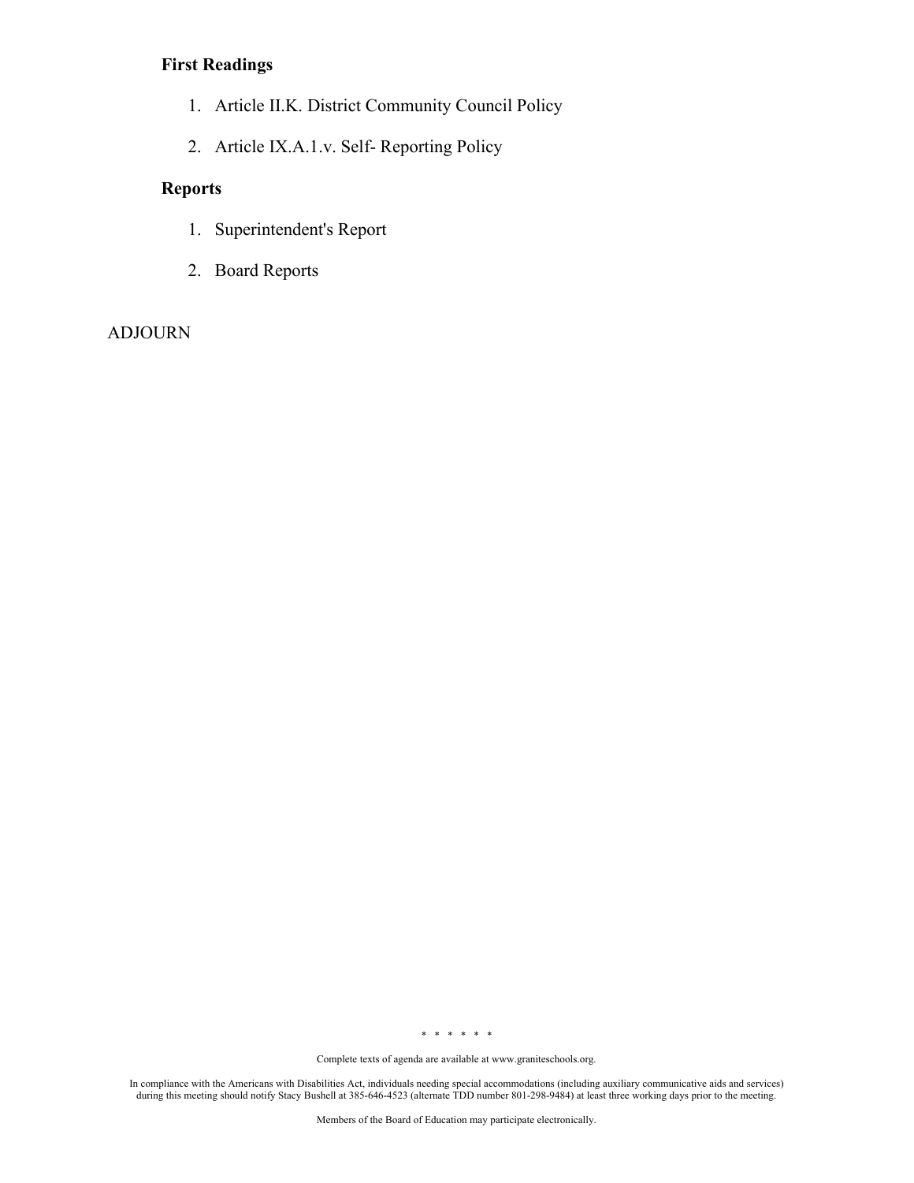**First Readings**

1. Article II.K. District Community Council Policy
2. Article IX.A.1.v. Self- Reporting Policy

**Reports**

1. Superintendent's Report
2. Board Reports

ADJOURN

\* \* \* \* \* \*

Complete texts of agenda are available at www.graniteschools.org.

In compliance with the Americans with Disabilities Act, individuals needing special accommodations (including auxiliary communicative aids and services) during this meeting should notify Stacy Bushell at 385-646-4523 (alternate TDD number 801-298-9484) at least three working days prior to the meeting.

Members of the Board of Education may participate electronically.